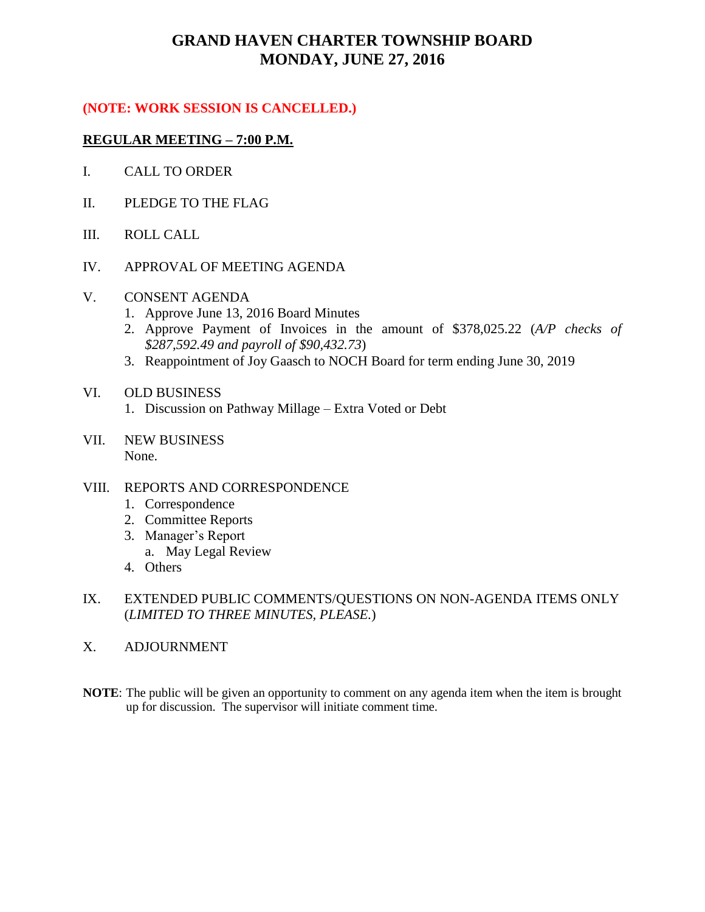# GRAND HAVEN CHARTER TOWNSHIP BOARD
# MONDAY, JUNE 27, 2016

**(NOTE: WORK SESSION IS CANCELLED.)**

**REGULAR MEETING – 7:00 P.M.**

I. CALL TO ORDER

II. PLEDGE TO THE FLAG

III. ROLL CALL

IV. APPROVAL OF MEETING AGENDA

V. CONSENT AGENDA
   1. Approve June 13, 2016 Board Minutes
   2. Approve Payment of Invoices in the amount of $378,025.22 (*A/P checks of $287,592.49 and payroll of $90,432.73*)
   3. Reappointment of Joy Gaasch to NOCH Board for term ending June 30, 2019

VI. OLD BUSINESS
   1. Discussion on Pathway Millage – Extra Voted or Debt

VII. NEW BUSINESS
   None.

VIII. REPORTS AND CORRESPONDENCE
   1. Correspondence
   2. Committee Reports
   3. Manager's Report
      a. May Legal Review
   4. Others

IX. EXTENDED PUBLIC COMMENTS/QUESTIONS ON NON-AGENDA ITEMS ONLY (*LIMITED TO THREE MINUTES, PLEASE.*)

X. ADJOURNMENT

**NOTE**: The public will be given an opportunity to comment on any agenda item when the item is brought up for discussion. The supervisor will initiate comment time.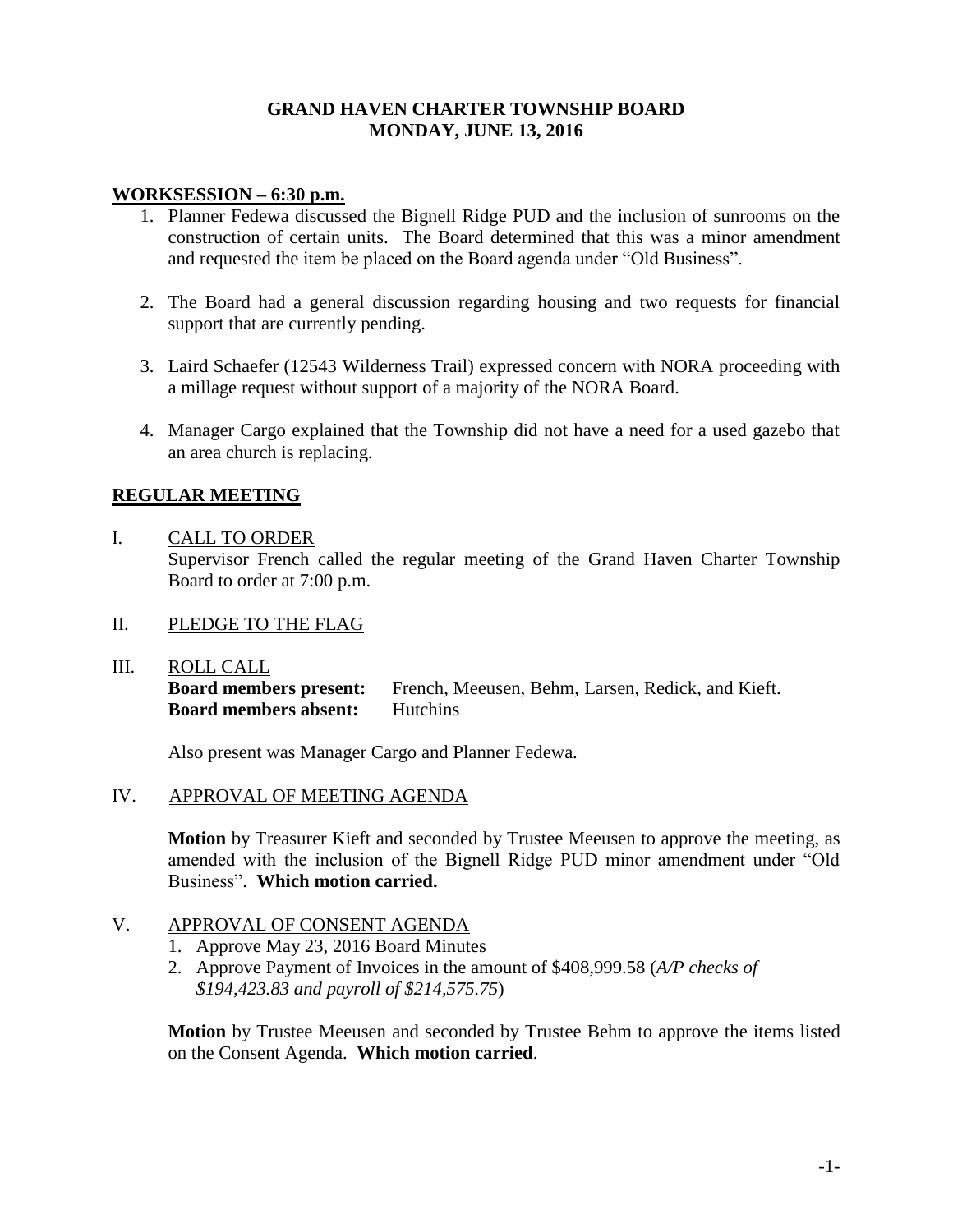# GRAND HAVEN CHARTER TOWNSHIP BOARD
# MONDAY, JUNE 13, 2016

## WORKSESSION – 6:30 p.m.

1. Planner Fedewa discussed the Bignell Ridge PUD and the inclusion of sunrooms on the construction of certain units. The Board determined that this was a minor amendment and requested the item be placed on the Board agenda under "Old Business".

2. The Board had a general discussion regarding housing and two requests for financial support that are currently pending.

3. Laird Schaefer (12543 Wilderness Trail) expressed concern with NORA proceeding with a millage request without support of a majority of the NORA Board.

4. Manager Cargo explained that the Township did not have a need for a used gazebo that an area church is replacing.

## REGULAR MEETING

I. CALL TO ORDER
Supervisor French called the regular meeting of the Grand Haven Charter Township Board to order at 7:00 p.m.

II. PLEDGE TO THE FLAG

III. ROLL CALL
**Board members present:** French, Meeusen, Behm, Larsen, Redick, and Kieft.
**Board members absent:** Hutchins

Also present was Manager Cargo and Planner Fedewa.

IV. APPROVAL OF MEETING AGENDA

**Motion** by Treasurer Kieft and seconded by Trustee Meeusen to approve the meeting, as amended with the inclusion of the Bignell Ridge PUD minor amendment under "Old Business". **Which motion carried.**

V. APPROVAL OF CONSENT AGENDA
1. Approve May 23, 2016 Board Minutes
2. Approve Payment of Invoices in the amount of $408,999.58 (*A/P checks of $194,423.83 and payroll of $214,575.75*)

**Motion** by Trustee Meeusen and seconded by Trustee Behm to approve the items listed on the Consent Agenda. **Which motion carried**.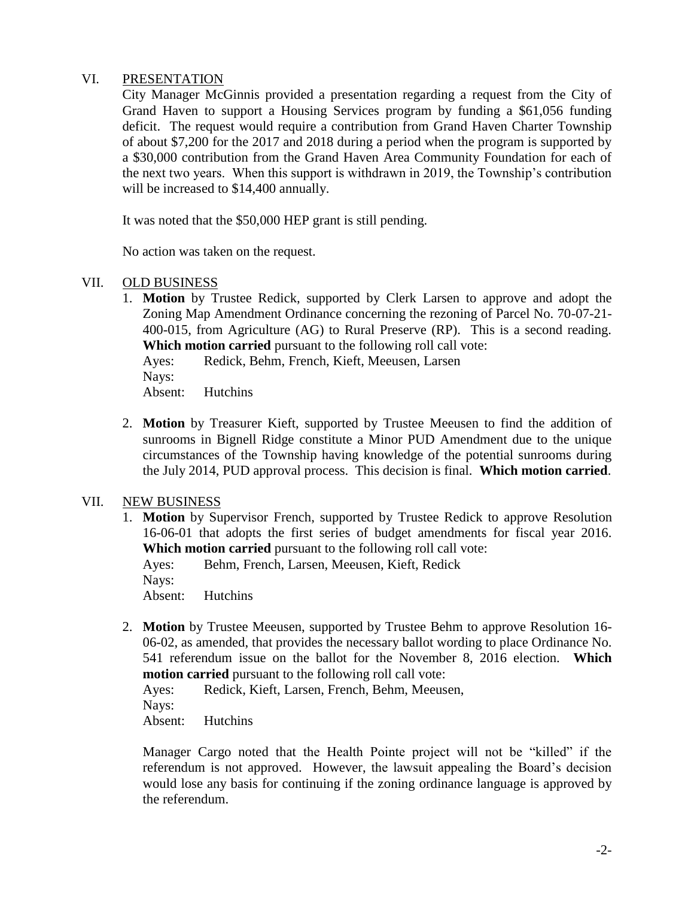## VI. PRESENTATION

City Manager McGinnis provided a presentation regarding a request from the City of Grand Haven to support a Housing Services program by funding a $61,056 funding deficit. The request would require a contribution from Grand Haven Charter Township of about $7,200 for the 2017 and 2018 during a period when the program is supported by a $30,000 contribution from the Grand Haven Area Community Foundation for each of the next two years. When this support is withdrawn in 2019, the Township's contribution will be increased to $14,400 annually.

It was noted that the $50,000 HEP grant is still pending.

No action was taken on the request.

## VII. OLD BUSINESS

1. **Motion** by Trustee Redick, supported by Clerk Larsen to approve and adopt the Zoning Map Amendment Ordinance concerning the rezoning of Parcel No. 70-07-21-400-015, from Agriculture (AG) to Rural Preserve (RP). This is a second reading. **Which motion carried** pursuant to the following roll call vote:

   Ayes: Redick, Behm, French, Kieft, Meeusen, Larsen
   Nays:
   Absent: Hutchins

2. **Motion** by Treasurer Kieft, supported by Trustee Meeusen to find the addition of sunrooms in Bignell Ridge constitute a Minor PUD Amendment due to the unique circumstances of the Township having knowledge of the potential sunrooms during the July 2014, PUD approval process. This decision is final. **Which motion carried**.

## VII. NEW BUSINESS

1. **Motion** by Supervisor French, supported by Trustee Redick to approve Resolution 16-06-01 that adopts the first series of budget amendments for fiscal year 2016. **Which motion carried** pursuant to the following roll call vote:

   Ayes: Behm, French, Larsen, Meeusen, Kieft, Redick
   Nays:
   Absent: Hutchins

2. **Motion** by Trustee Meeusen, supported by Trustee Behm to approve Resolution 16-06-02, as amended, that provides the necessary ballot wording to place Ordinance No. 541 referendum issue on the ballot for the November 8, 2016 election. **Which motion carried** pursuant to the following roll call vote:

   Ayes: Redick, Kieft, Larsen, French, Behm, Meeusen,
   Nays:
   Absent: Hutchins

   Manager Cargo noted that the Health Pointe project will not be "killed" if the referendum is not approved. However, the lawsuit appealing the Board's decision would lose any basis for continuing if the zoning ordinance language is approved by the referendum.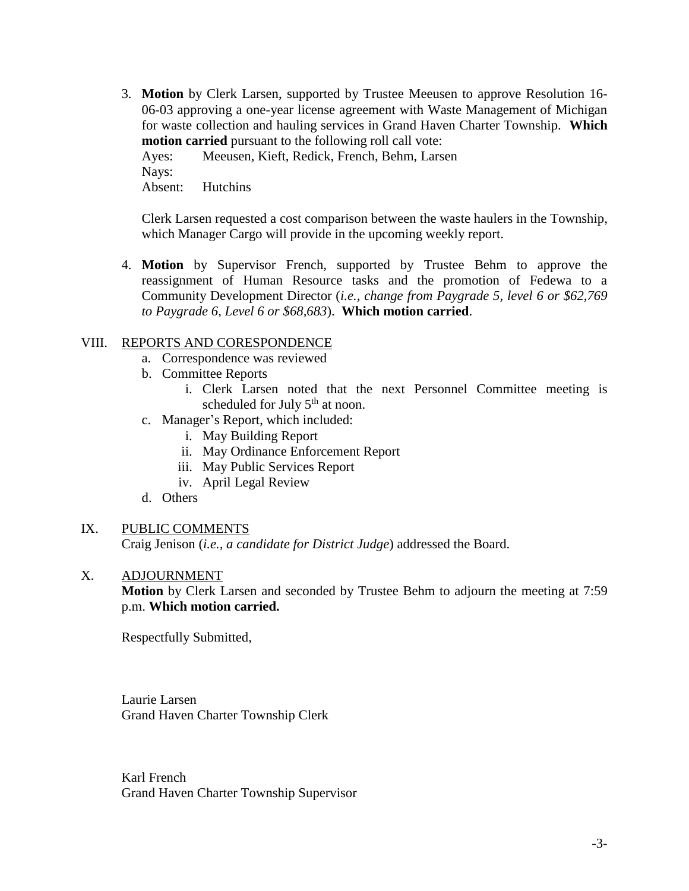3. **Motion** by Clerk Larsen, supported by Trustee Meeusen to approve Resolution 16-06-03 approving a one-year license agreement with Waste Management of Michigan for waste collection and hauling services in Grand Haven Charter Township. **Which motion carried** pursuant to the following roll call vote:
   Ayes: Meeusen, Kieft, Redick, French, Behm, Larsen
   Nays:
   Absent: Hutchins

   Clerk Larsen requested a cost comparison between the waste haulers in the Township, which Manager Cargo will provide in the upcoming weekly report.

4. **Motion** by Supervisor French, supported by Trustee Behm to approve the reassignment of Human Resource tasks and the promotion of Fedewa to a Community Development Director (*i.e., change from Paygrade 5, level 6 or $62,769 to Paygrade 6, Level 6 or $68,683*). **Which motion carried**.

## VIII. REPORTS AND CORESPONDENCE

a. Correspondence was reviewed
b. Committee Reports
   i. Clerk Larsen noted that the next Personnel Committee meeting is scheduled for July 5th at noon.
c. Manager's Report, which included:
   i. May Building Report
   ii. May Ordinance Enforcement Report
   iii. May Public Services Report
   iv. April Legal Review
d. Others

## IX. PUBLIC COMMENTS

Craig Jenison (*i.e., a candidate for District Judge*) addressed the Board.

## X. ADJOURNMENT

**Motion** by Clerk Larsen and seconded by Trustee Behm to adjourn the meeting at 7:59 p.m. **Which motion carried.**

Respectfully Submitted,

Laurie Larsen
Grand Haven Charter Township Clerk

Karl French
Grand Haven Charter Township Supervisor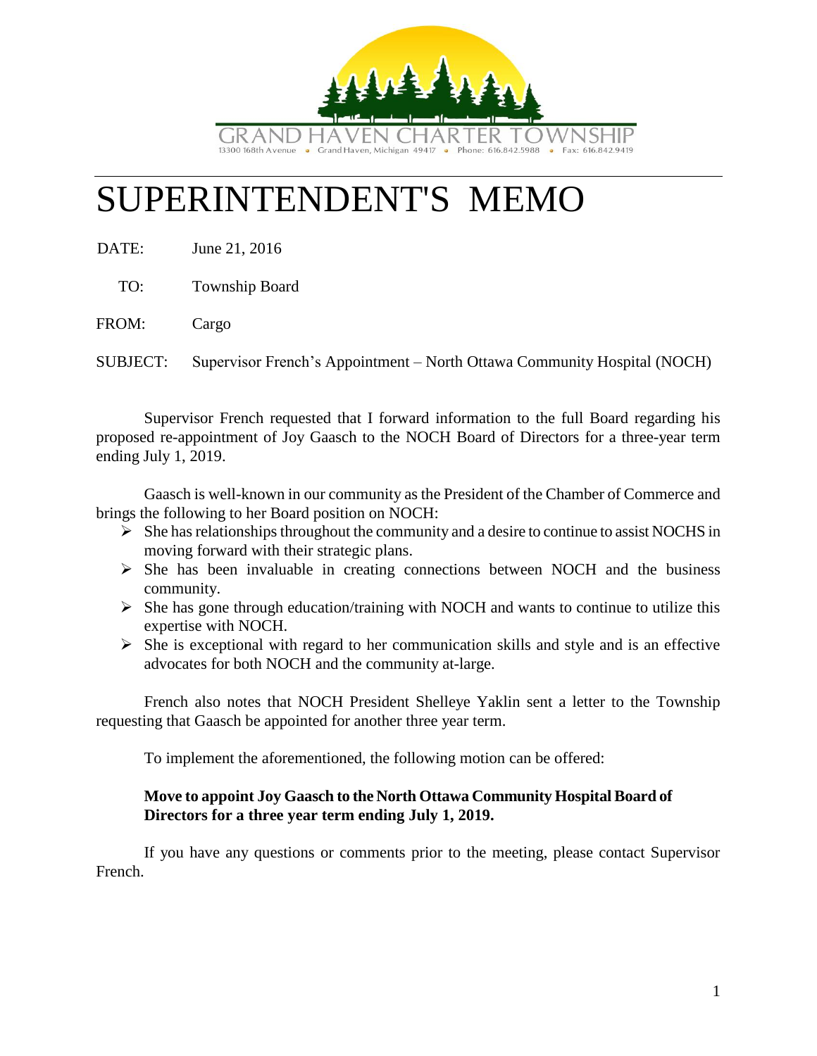GRAND HAVEN CHARTER TOWNSHIP
13300 168th Avenue • Grand Haven, Michigan 49417 • Phone: 616.842.5988 • Fax: 616.842.9419

# SUPERINTENDENT'S MEMO

DATE: June 21, 2016

TO: Township Board

FROM: Cargo

SUBJECT: Supervisor French's Appointment – North Ottawa Community Hospital (NOCH)

Supervisor French requested that I forward information to the full Board regarding his proposed re-appointment of Joy Gaasch to the NOCH Board of Directors for a three-year term ending July 1, 2019.

Gaasch is well-known in our community as the President of the Chamber of Commerce and brings the following to her Board position on NOCH:

- She has relationships throughout the community and a desire to continue to assist NOCHS in moving forward with their strategic plans.
- She has been invaluable in creating connections between NOCH and the business community.
- She has gone through education/training with NOCH and wants to continue to utilize this expertise with NOCH.
- She is exceptional with regard to her communication skills and style and is an effective advocates for both NOCH and the community at-large.

French also notes that NOCH President Shelleye Yaklin sent a letter to the Township requesting that Gaasch be appointed for another three year term.

To implement the aforementioned, the following motion can be offered:

**Move to appoint Joy Gaasch to the North Ottawa Community Hospital Board of Directors for a three year term ending July 1, 2019.**

If you have any questions or comments prior to the meeting, please contact Supervisor French.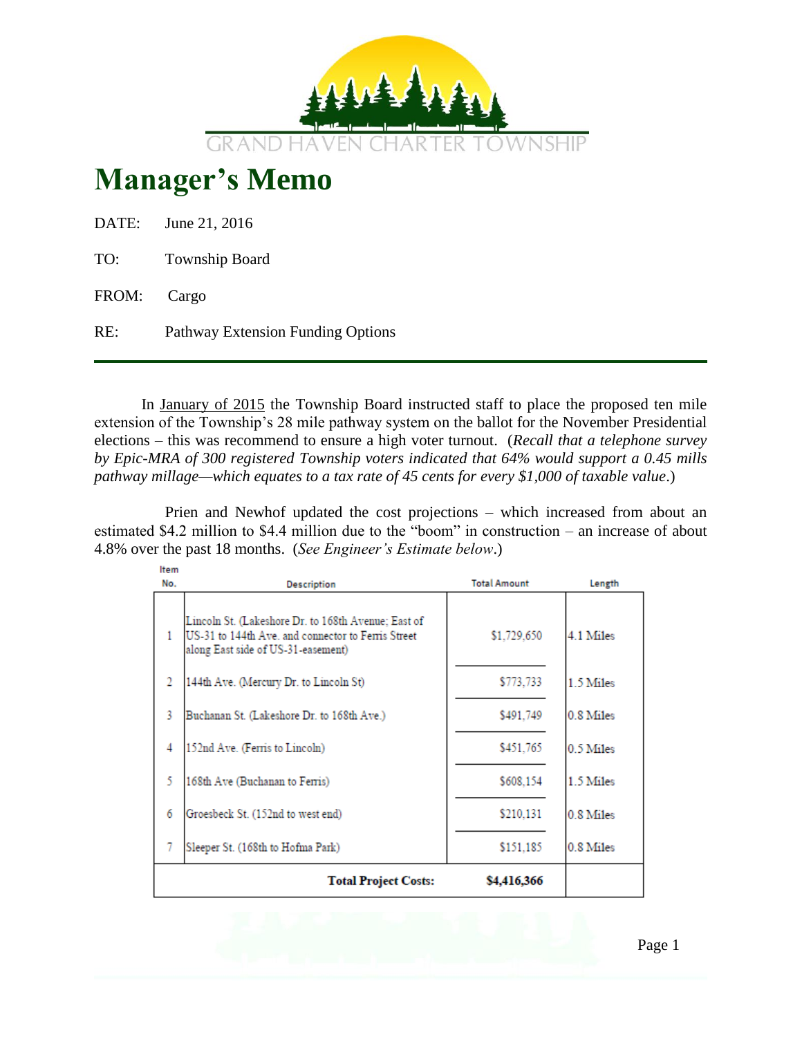GRAND HAVEN CHARTER TOWNSHIP

# Manager's Memo

DATE: June 21, 2016

TO: Township Board

FROM: Cargo

RE: Pathway Extension Funding Options

In January of 2015 the Township Board instructed staff to place the proposed ten mile extension of the Township's 28 mile pathway system on the ballot for the November Presidential elections – this was recommend to ensure a high voter turnout. (*Recall that a telephone survey by Epic-MRA of 300 registered Township voters indicated that 64% would support a 0.45 mills pathway millage—which equates to a tax rate of 45 cents for every $1,000 of taxable value*.)

Prien and Newhof updated the cost projections – which increased from about an estimated $4.2 million to $4.4 million due to the "boom" in construction – an increase of about 4.8% over the past 18 months. (*See Engineer's Estimate below*.)

| Item No. | Description | Total Amount | Length |
|---|---|---|---|
| 1 | Lincoln St. (Lakeshore Dr. to 168th Avenue; East of US-31 to 144th Ave. and connector to Ferris Street along East side of US-31-easement) | $1,729,650 | 4.1 Miles |
| 2 | 144th Ave. (Mercury Dr. to Lincoln St) | $773,733 | 1.5 Miles |
| 3 | Buchanan St. (Lakeshore Dr. to 168th Ave.) | $491,749 | 0.8 Miles |
| 4 | 152nd Ave. (Ferris to Lincoln) | $451,765 | 0.5 Miles |
| 5 | 168th Ave (Buchanan to Ferris) | $608,154 | 1.5 Miles |
| 6 | Groesbeck St. (152nd to west end) | $210,131 | 0.8 Miles |
| 7 | Sleeper St. (168th to Hofma Park) | $151,185 | 0.8 Miles |
| | **Total Project Costs:** | **$4,416,366** | |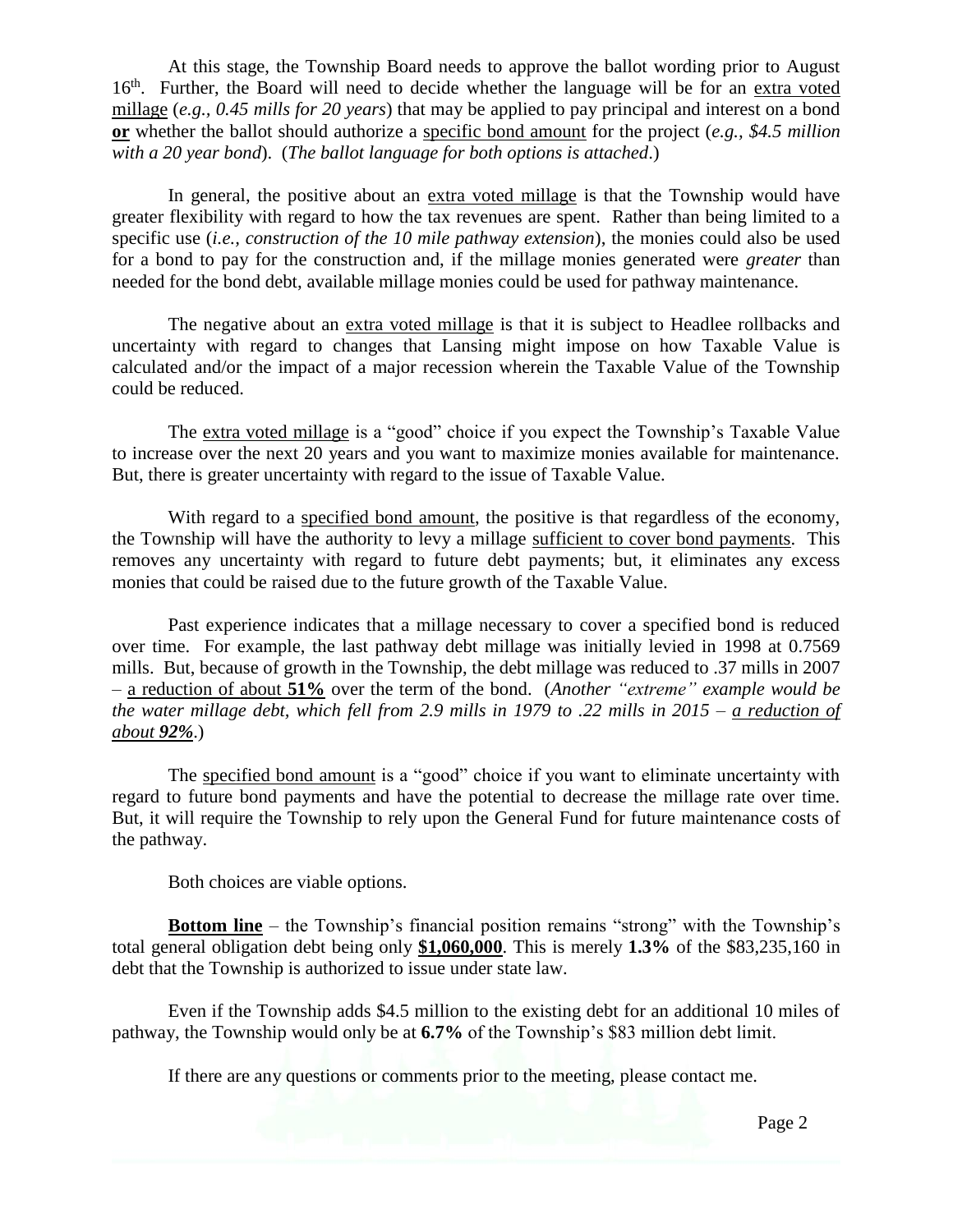At this stage, the Township Board needs to approve the ballot wording prior to August 16th. Further, the Board will need to decide whether the language will be for an extra voted millage (*e.g., 0.45 mills for 20 years*) that may be applied to pay principal and interest on a bond **or** whether the ballot should authorize a specific bond amount for the project (*e.g., $4.5 million with a 20 year bond*). (*The ballot language for both options is attached*.)

In general, the positive about an extra voted millage is that the Township would have greater flexibility with regard to how the tax revenues are spent. Rather than being limited to a specific use (*i.e., construction of the 10 mile pathway extension*), the monies could also be used for a bond to pay for the construction and, if the millage monies generated were *greater* than needed for the bond debt, available millage monies could be used for pathway maintenance.

The negative about an extra voted millage is that it is subject to Headlee rollbacks and uncertainty with regard to changes that Lansing might impose on how Taxable Value is calculated and/or the impact of a major recession wherein the Taxable Value of the Township could be reduced.

The extra voted millage is a "good" choice if you expect the Township's Taxable Value to increase over the next 20 years and you want to maximize monies available for maintenance. But, there is greater uncertainty with regard to the issue of Taxable Value.

With regard to a specified bond amount, the positive is that regardless of the economy, the Township will have the authority to levy a millage sufficient to cover bond payments. This removes any uncertainty with regard to future debt payments; but, it eliminates any excess monies that could be raised due to the future growth of the Taxable Value.

Past experience indicates that a millage necessary to cover a specified bond is reduced over time. For example, the last pathway debt millage was initially levied in 1998 at 0.7569 mills. But, because of growth in the Township, the debt millage was reduced to .37 mills in 2007 – a reduction of about **51%** over the term of the bond. (*Another "extreme" example would be the water millage debt, which fell from 2.9 mills in 1979 to .22 mills in 2015 – a reduction of about **92%**.*)

The specified bond amount is a "good" choice if you want to eliminate uncertainty with regard to future bond payments and have the potential to decrease the millage rate over time. But, it will require the Township to rely upon the General Fund for future maintenance costs of the pathway.

Both choices are viable options.

**Bottom line** – the Township's financial position remains "strong" with the Township's total general obligation debt being only **$1,060,000**. This is merely **1.3%** of the $83,235,160 in debt that the Township is authorized to issue under state law.

Even if the Township adds $4.5 million to the existing debt for an additional 10 miles of pathway, the Township would only be at **6.7%** of the Township's $83 million debt limit.

If there are any questions or comments prior to the meeting, please contact me.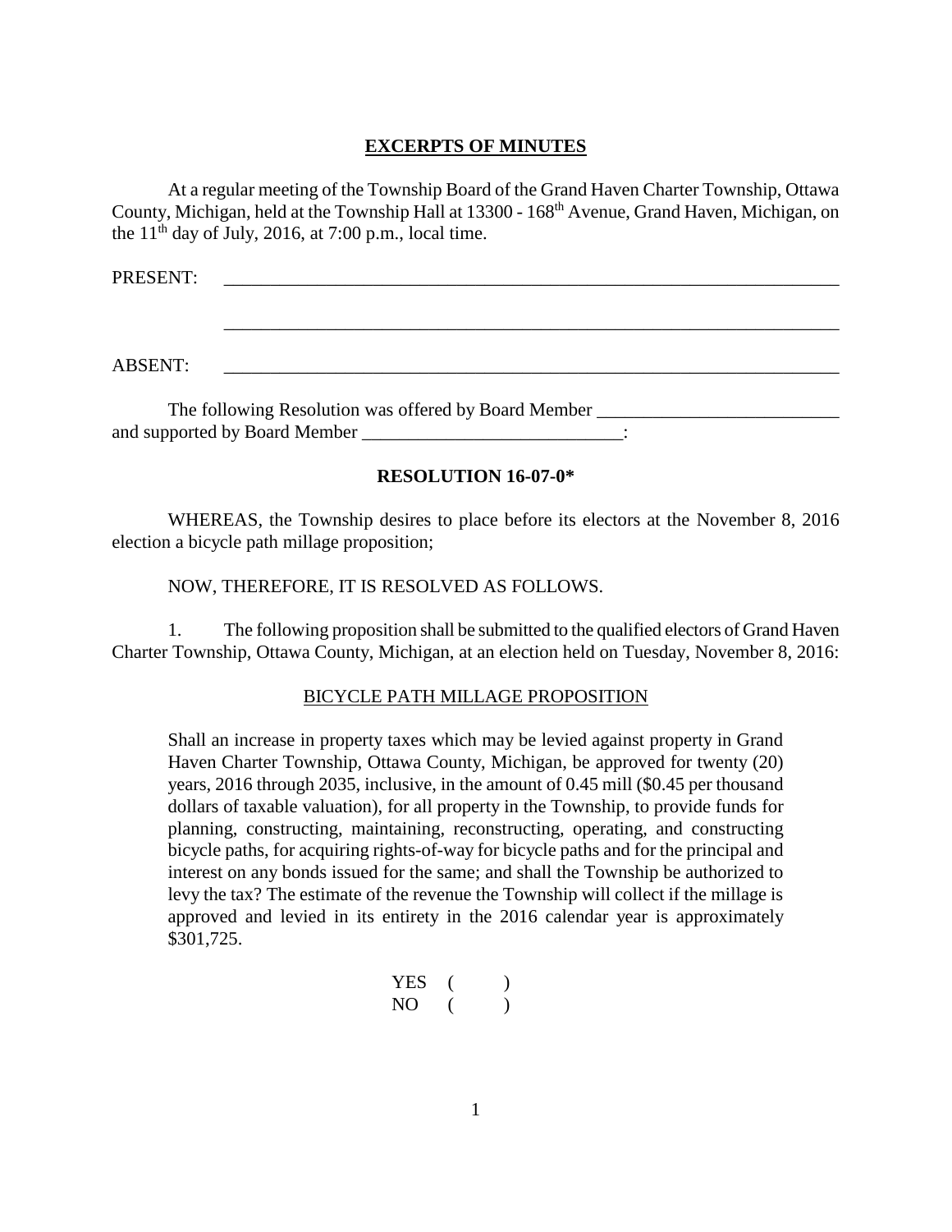**EXCERPTS OF MINUTES**

At a regular meeting of the Township Board of the Grand Haven Charter Township, Ottawa County, Michigan, held at the Township Hall at 13300 - 168th Avenue, Grand Haven, Michigan, on the 11th day of July, 2016, at 7:00 p.m., local time.

PRESENT: ___________________________________________________________________

___________________________________________________________________

ABSENT: ___________________________________________________________________

The following Resolution was offered by Board Member __________________________ and supported by Board Member ____________________________:

**RESOLUTION 16-07-0***

WHEREAS, the Township desires to place before its electors at the November 8, 2016 election a bicycle path millage proposition;

NOW, THEREFORE, IT IS RESOLVED AS FOLLOWS.

1. The following proposition shall be submitted to the qualified electors of Grand Haven Charter Township, Ottawa County, Michigan, at an election held on Tuesday, November 8, 2016:

BICYCLE PATH MILLAGE PROPOSITION

> Shall an increase in property taxes which may be levied against property in Grand Haven Charter Township, Ottawa County, Michigan, be approved for twenty (20) years, 2016 through 2035, inclusive, in the amount of 0.45 mill ($0.45 per thousand dollars of taxable valuation), for all property in the Township, to provide funds for planning, constructing, maintaining, reconstructing, operating, and constructing bicycle paths, for acquiring rights-of-way for bicycle paths and for the principal and interest on any bonds issued for the same; and shall the Township be authorized to levy the tax? The estimate of the revenue the Township will collect if the millage is approved and levied in its entirety in the 2016 calendar year is approximately $301,725.

YES ( )
NO ( )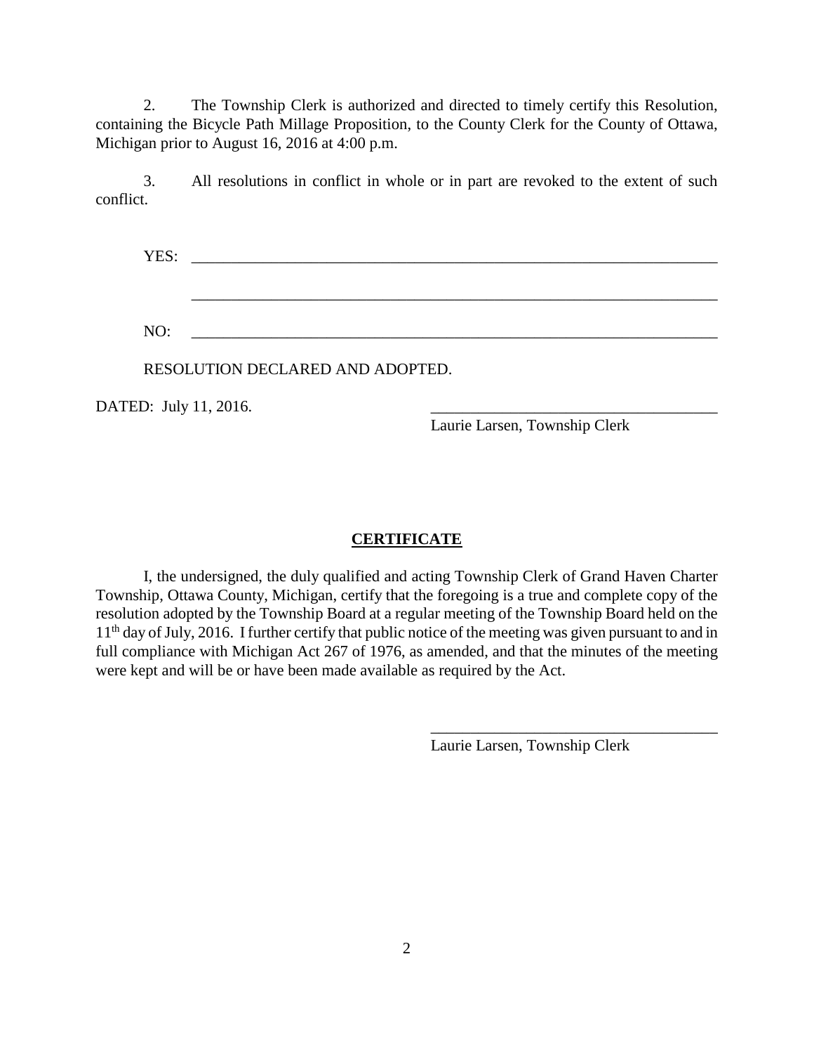2. The Township Clerk is authorized and directed to timely certify this Resolution, containing the Bicycle Path Millage Proposition, to the County Clerk for the County of Ottawa, Michigan prior to August 16, 2016 at 4:00 p.m.

3. All resolutions in conflict in whole or in part are revoked to the extent of such conflict.

YES: ____________________________________________________________________

____________________________________________________________________

NO: ____________________________________________________________________

RESOLUTION DECLARED AND ADOPTED.

DATED: July 11, 2016.

____________________________________
Laurie Larsen, Township Clerk

## CERTIFICATE

I, the undersigned, the duly qualified and acting Township Clerk of Grand Haven Charter Township, Ottawa County, Michigan, certify that the foregoing is a true and complete copy of the resolution adopted by the Township Board at a regular meeting of the Township Board held on the 11th day of July, 2016. I further certify that public notice of the meeting was given pursuant to and in full compliance with Michigan Act 267 of 1976, as amended, and that the minutes of the meeting were kept and will be or have been made available as required by the Act.

____________________________________
Laurie Larsen, Township Clerk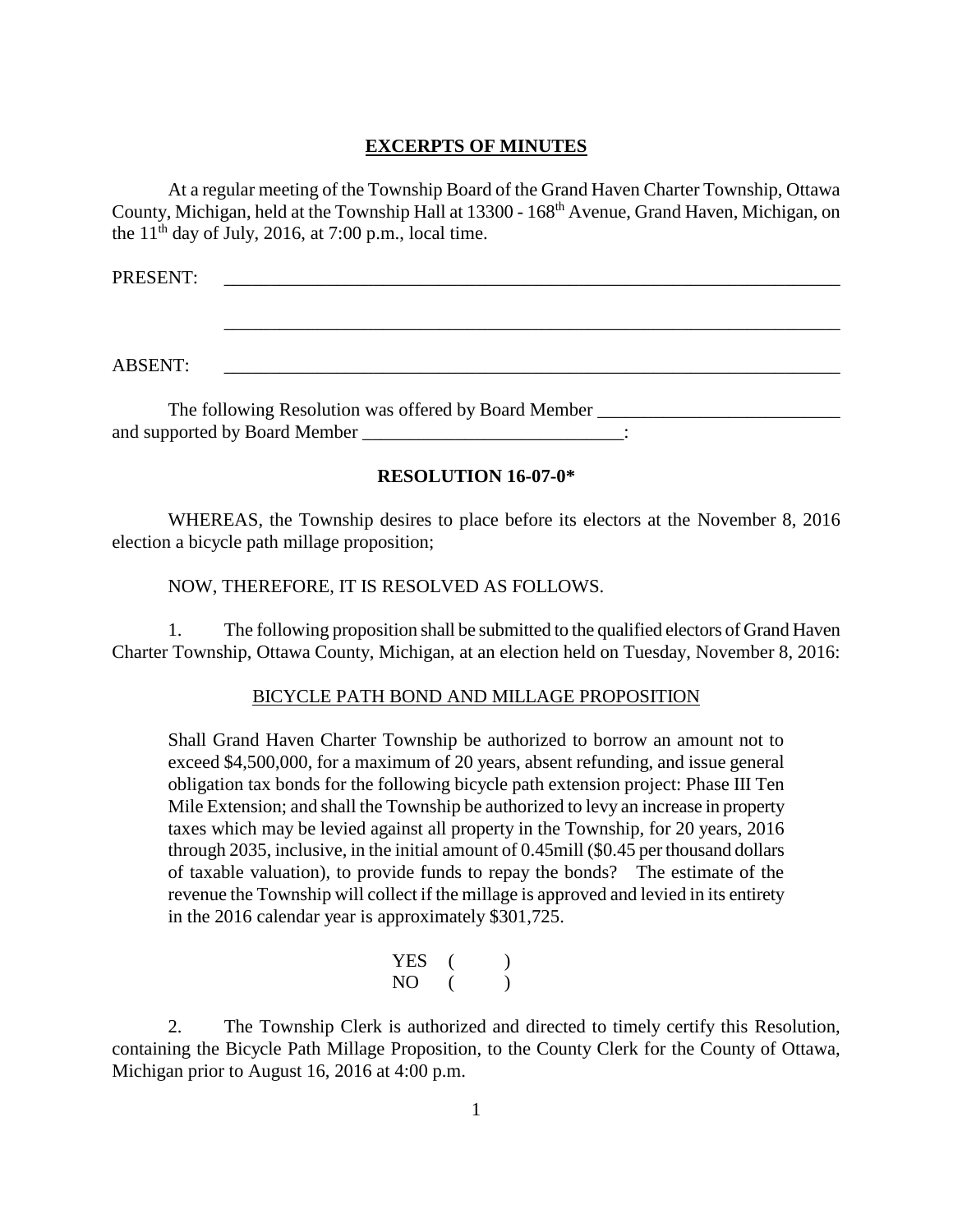**EXCERPTS OF MINUTES**

At a regular meeting of the Township Board of the Grand Haven Charter Township, Ottawa County, Michigan, held at the Township Hall at 13300 - 168th Avenue, Grand Haven, Michigan, on the 11th day of July, 2016, at 7:00 p.m., local time.

PRESENT: \_\_\_\_\_\_\_\_\_\_\_\_\_\_\_\_\_\_\_\_\_\_\_\_\_\_\_\_\_\_\_\_\_\_\_\_\_\_\_\_\_\_\_\_\_\_\_\_\_\_\_\_\_\_\_\_\_\_\_\_\_\_\_\_

\_\_\_\_\_\_\_\_\_\_\_\_\_\_\_\_\_\_\_\_\_\_\_\_\_\_\_\_\_\_\_\_\_\_\_\_\_\_\_\_\_\_\_\_\_\_\_\_\_\_\_\_\_\_\_\_\_\_\_\_\_\_\_\_

ABSENT: \_\_\_\_\_\_\_\_\_\_\_\_\_\_\_\_\_\_\_\_\_\_\_\_\_\_\_\_\_\_\_\_\_\_\_\_\_\_\_\_\_\_\_\_\_\_\_\_\_\_\_\_\_\_\_\_\_\_\_\_\_\_\_\_

The following Resolution was offered by Board Member \_\_\_\_\_\_\_\_\_\_\_\_\_\_\_\_\_\_\_\_\_\_\_\_\_\_ and supported by Board Member \_\_\_\_\_\_\_\_\_\_\_\_\_\_\_\_\_\_\_\_\_\_\_\_\_\_\_\_:

**RESOLUTION 16-07-0\***

WHEREAS, the Township desires to place before its electors at the November 8, 2016 election a bicycle path millage proposition;

NOW, THEREFORE, IT IS RESOLVED AS FOLLOWS.

1. The following proposition shall be submitted to the qualified electors of Grand Haven Charter Township, Ottawa County, Michigan, at an election held on Tuesday, November 8, 2016:

<u>BICYCLE PATH BOND AND MILLAGE PROPOSITION</u>

> Shall Grand Haven Charter Township be authorized to borrow an amount not to exceed $4,500,000, for a maximum of 20 years, absent refunding, and issue general obligation tax bonds for the following bicycle path extension project: Phase III Ten Mile Extension; and shall the Township be authorized to levy an increase in property taxes which may be levied against all property in the Township, for 20 years, 2016 through 2035, inclusive, in the initial amount of 0.45mill ($0.45 per thousand dollars of taxable valuation), to provide funds to repay the bonds? The estimate of the revenue the Township will collect if the millage is approved and levied in its entirety in the 2016 calendar year is approximately $301,725.
>
> YES ( )
> NO ( )

2. The Township Clerk is authorized and directed to timely certify this Resolution, containing the Bicycle Path Millage Proposition, to the County Clerk for the County of Ottawa, Michigan prior to August 16, 2016 at 4:00 p.m.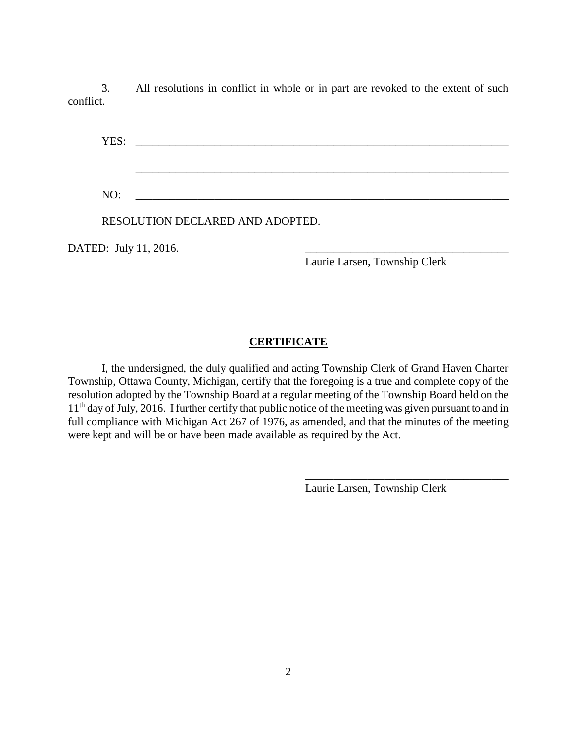3. All resolutions in conflict in whole or in part are revoked to the extent of such conflict.

YES: ____________________________________________________________________

____________________________________________________________________

NO: ____________________________________________________________________

RESOLUTION DECLARED AND ADOPTED.

DATED: July 11, 2016.

_____________________________________
Laurie Larsen, Township Clerk

## CERTIFICATE

I, the undersigned, the duly qualified and acting Township Clerk of Grand Haven Charter Township, Ottawa County, Michigan, certify that the foregoing is a true and complete copy of the resolution adopted by the Township Board at a regular meeting of the Township Board held on the 11th day of July, 2016. I further certify that public notice of the meeting was given pursuant to and in full compliance with Michigan Act 267 of 1976, as amended, and that the minutes of the meeting were kept and will be or have been made available as required by the Act.

_____________________________________
Laurie Larsen, Township Clerk